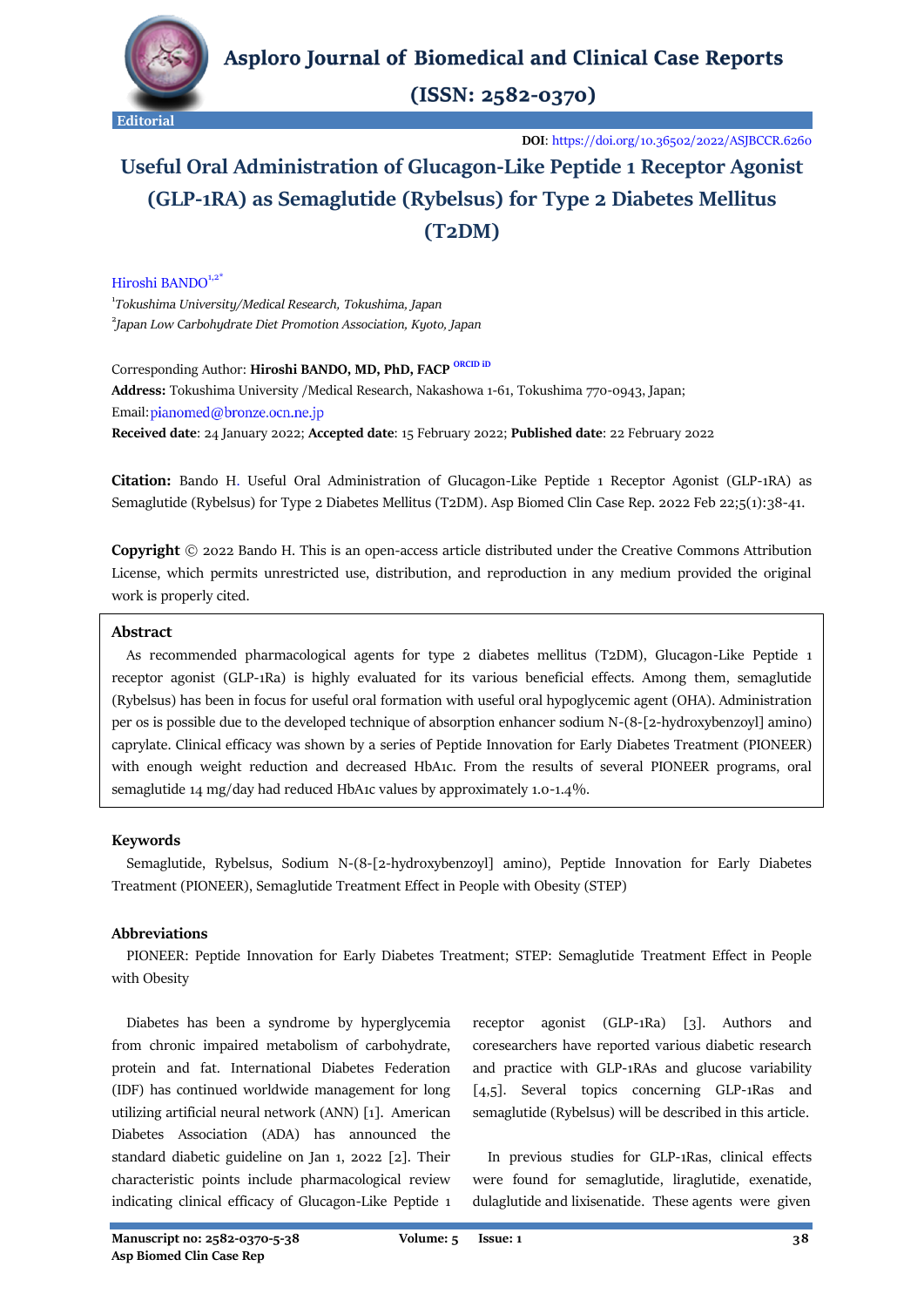Aspioro Journal of Biomedical and Clinical Case Reports

(ISSN: 2582-0370)

Editorial

**DOI**: https://doi.org/10.36502/2022/ASJBCCR.6260

# Useful Oral Administration of Glucagon-Like Peptide 1 Receptor Agonist (GLP-1RA) as Semaglutide (Rybelsus) for Type 2 Diabetes Mellitus (T2DM)

Hiroshi BANDO[1,2*]

[1]*Tokushima University/Medical Research, Tokushima, Japan*

[2]*Japan Low Carbohydrate Diet Promotion Association, Kyoto, Japan*

Corresponding Author: **Hiroshi BANDO, MD, PhD, FACP** ORCID iD

**Address:** Tokushima University /Medical Research, Nakashowa 1-61, Tokushima 770-0943, Japan;

Email: pianomed@bronze.ocn.ne.jp

**Received date**: 24 January 2022; **Accepted date**: 15 February 2022; **Published date**: 22 February 2022

**Citation:** Bando H. Useful Oral Administration of Glucagon-Like Peptide 1 Receptor Agonist (GLP-1RA) as Semaglutide (Rybelsus) for Type 2 Diabetes Mellitus (T2DM). Asp Biomed Clin Case Rep. 2022 Feb 22;5(1):38-41.

**Copyright** © 2022 Bando H. This is an open-access article distributed under the Creative Commons Attribution License, which permits unrestricted use, distribution, and reproduction in any medium provided the original work is properly cited.

## Abstract

As recommended pharmacological agents for type 2 diabetes mellitus (T2DM), Glucagon-Like Peptide 1 receptor agonist (GLP-1Ra) is highly evaluated for its various beneficial effects. Among them, semaglutide (Rybelsus) has been in focus for useful oral formation with useful oral hypoglycemic agent (OHA). Administration per os is possible due to the developed technique of absorption enhancer sodium N-(8-[2-hydroxybenzoyl] amino) caprylate. Clinical efficacy was shown by a series of Peptide Innovation for Early Diabetes Treatment (PIONEER) with enough weight reduction and decreased HbA1c. From the results of several PIONEER programs, oral semaglutide 14 mg/day had reduced HbA1c values by approximately 1.0-1.4%.

## Keywords

Semaglutide, Rybelsus, Sodium N-(8-[2-hydroxybenzoyl] amino), Peptide Innovation for Early Diabetes Treatment (PIONEER), Semaglutide Treatment Effect in People with Obesity (STEP)

## Abbreviations

PIONEER: Peptide Innovation for Early Diabetes Treatment; STEP: Semaglutide Treatment Effect in People with Obesity

Diabetes has been a syndrome by hyperglycemia from chronic impaired metabolism of carbohydrate, protein and fat. International Diabetes Federation (IDF) has continued worldwide management for long utilizing artificial neural network (ANN) [1]. American Diabetes Association (ADA) has announced the standard diabetic guideline on Jan 1, 2022 [2]. Their characteristic points include pharmacological review indicating clinical efficacy of Glucagon-Like Peptide 1 receptor agonist (GLP-1Ra) [3]. Authors and coresearchers have reported various diabetic research and practice with GLP-1RAs and glucose variability [4,5]. Several topics concerning GLP-1Ras and semaglutide (Rybelsus) will be described in this article.

In previous studies for GLP-1Ras, clinical effects were found for semaglutide, liraglutide, exenatide, dulaglutide and lixisenatide. These agents were given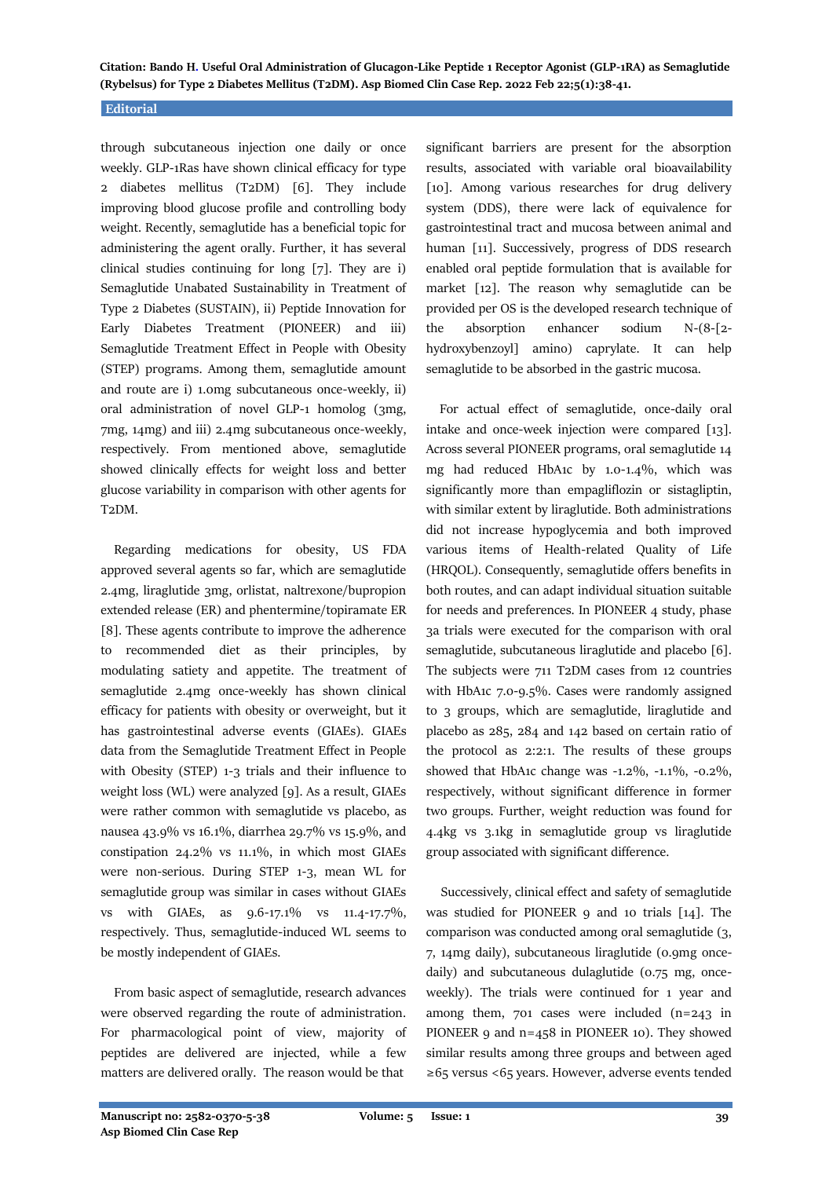through subcutaneous injection one daily or once weekly. GLP-1Ras have shown clinical efficacy for type 2 diabetes mellitus (T2DM) [6]. They include improving blood glucose profile and controlling body weight. Recently, semaglutide has a beneficial topic for administering the agent orally. Further, it has several clinical studies continuing for long [7]. They are i) Semaglutide Unabated Sustainability in Treatment of Type 2 Diabetes (SUSTAIN), ii) Peptide Innovation for Early Diabetes Treatment (PIONEER) and iii) Semaglutide Treatment Effect in People with Obesity (STEP) programs. Among them, semaglutide amount and route are i) 1.0mg subcutaneous once-weekly, ii) oral administration of novel GLP-1 homolog (3mg, 7mg, 14mg) and iii) 2.4mg subcutaneous once-weekly, respectively. From mentioned above, semaglutide showed clinically effects for weight loss and better glucose variability in comparison with other agents for T2DM.

Regarding medications for obesity, US FDA approved several agents so far, which are semaglutide 2.4mg, liraglutide 3mg, orlistat, naltrexone/bupropion extended release (ER) and phentermine/topiramate ER [8]. These agents contribute to improve the adherence to recommended diet as their principles, by modulating satiety and appetite. The treatment of semaglutide 2.4mg once-weekly has shown clinical efficacy for patients with obesity or overweight, but it has gastrointestinal adverse events (GIAEs). GIAEs data from the Semaglutide Treatment Effect in People with Obesity (STEP) 1-3 trials and their influence to weight loss (WL) were analyzed [9]. As a result, GIAEs were rather common with semaglutide vs placebo, as nausea 43.9% vs 16.1%, diarrhea 29.7% vs 15.9%, and constipation 24.2% vs 11.1%, in which most GIAEs were non-serious. During STEP 1-3, mean WL for semaglutide group was similar in cases without GIAEs vs with GIAEs, as 9.6-17.1% vs 11.4-17.7%, respectively. Thus, semaglutide-induced WL seems to be mostly independent of GIAEs.

From basic aspect of semaglutide, research advances were observed regarding the route of administration. For pharmacological point of view, majority of peptides are delivered are injected, while a few matters are delivered orally. The reason would be that significant barriers are present for the absorption results, associated with variable oral bioavailability [10]. Among various researches for drug delivery system (DDS), there were lack of equivalence for gastrointestinal tract and mucosa between animal and human [11]. Successively, progress of DDS research enabled oral peptide formulation that is available for market [12]. The reason why semaglutide can be provided per OS is the developed research technique of the absorption enhancer sodium N-(8-[2-hydroxybenzoyl] amino) caprylate. It can help semaglutide to be absorbed in the gastric mucosa.

For actual effect of semaglutide, once-daily oral intake and once-week injection were compared [13]. Across several PIONEER programs, oral semaglutide 14 mg had reduced HbA1c by 1.0-1.4%, which was significantly more than empagliflozin or sistagliptin, with similar extent by liraglutide. Both administrations did not increase hypoglycemia and both improved various items of Health-related Quality of Life (HRQOL). Consequently, semaglutide offers benefits in both routes, and can adapt individual situation suitable for needs and preferences. In PIONEER 4 study, phase 3a trials were executed for the comparison with oral semaglutide, subcutaneous liraglutide and placebo [6]. The subjects were 711 T2DM cases from 12 countries with HbA1c 7.0-9.5%. Cases were randomly assigned to 3 groups, which are semaglutide, liraglutide and placebo as 285, 284 and 142 based on certain ratio of the protocol as 2:2:1. The results of these groups showed that HbA1c change was -1.2%, -1.1%, -0.2%, respectively, without significant difference in former two groups. Further, weight reduction was found for 4.4kg vs 3.1kg in semaglutide group vs liraglutide group associated with significant difference.

Successively, clinical effect and safety of semaglutide was studied for PIONEER 9 and 10 trials [14]. The comparison was conducted among oral semaglutide (3, 7, 14mg daily), subcutaneous liraglutide (0.9mg once-daily) and subcutaneous dulaglutide (0.75 mg, once-weekly). The trials were continued for 1 year and among them, 701 cases were included (n=243 in PIONEER 9 and n=458 in PIONEER 10). They showed similar results among three groups and between aged ≥65 versus <65 years. However, adverse events tended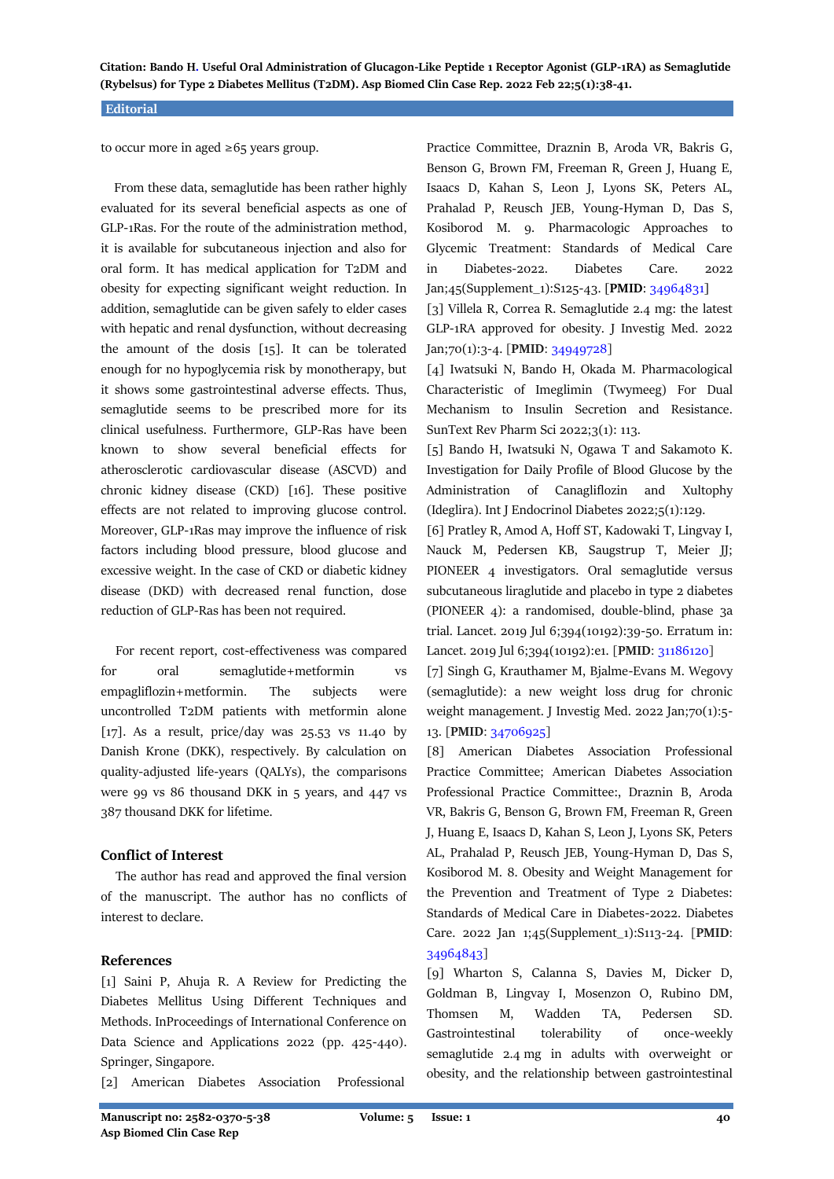to occur more in aged ≥65 years group.

From these data, semaglutide has been rather highly evaluated for its several beneficial aspects as one of GLP-1Ras. For the route of the administration method, it is available for subcutaneous injection and also for oral form. It has medical application for T2DM and obesity for expecting significant weight reduction. In addition, semaglutide can be given safely to elder cases with hepatic and renal dysfunction, without decreasing the amount of the dosis [15]. It can be tolerated enough for no hypoglycemia risk by monotherapy, but it shows some gastrointestinal adverse effects. Thus, semaglutide seems to be prescribed more for its clinical usefulness. Furthermore, GLP-Ras have been known to show several beneficial effects for atherosclerotic cardiovascular disease (ASCVD) and chronic kidney disease (CKD) [16]. These positive effects are not related to improving glucose control. Moreover, GLP-1Ras may improve the influence of risk factors including blood pressure, blood glucose and excessive weight. In the case of CKD or diabetic kidney disease (DKD) with decreased renal function, dose reduction of GLP-Ras has been not required.

For recent report, cost-effectiveness was compared for oral semaglutide+metformin vs empagliflozin+metformin. The subjects were uncontrolled T2DM patients with metformin alone [17]. As a result, price/day was 25.53 vs 11.40 by Danish Krone (DKK), respectively. By calculation on quality-adjusted life-years (QALYs), the comparisons were 99 vs 86 thousand DKK in 5 years, and 447 vs 387 thousand DKK for lifetime.

## Conflict of Interest

The author has read and approved the final version of the manuscript. The author has no conflicts of interest to declare.

## References

[1] Saini P, Ahuja R. A Review for Predicting the Diabetes Mellitus Using Different Techniques and Methods. InProceedings of International Conference on Data Science and Applications 2022 (pp. 425-440). Springer, Singapore.

[2] American Diabetes Association Professional Practice Committee, Draznin B, Aroda VR, Bakris G, Benson G, Brown FM, Freeman R, Green J, Huang E, Isaacs D, Kahan S, Leon J, Lyons SK, Peters AL, Prahalad P, Reusch JEB, Young-Hyman D, Das S, Kosiborod M. 9. Pharmacologic Approaches to Glycemic Treatment: Standards of Medical Care in Diabetes-2022. Diabetes Care. 2022 Jan;45(Supplement_1):S125-43. [**PMID**: 34964831]

[3] Villela R, Correa R. Semaglutide 2.4 mg: the latest GLP-1RA approved for obesity. J Investig Med. 2022 Jan;70(1):3-4. [**PMID**: 34949728]

[4] Iwatsuki N, Bando H, Okada M. Pharmacological Characteristic of Imeglimin (Twymeeg) For Dual Mechanism to Insulin Secretion and Resistance. SunText Rev Pharm Sci 2022;3(1): 113.

[5] Bando H, Iwatsuki N, Ogawa T and Sakamoto K. Investigation for Daily Profile of Blood Glucose by the Administration of Canagliflozin and Xultophy (Ideglira). Int J Endocrinol Diabetes 2022;5(1):129.

[6] Pratley R, Amod A, Hoff ST, Kadowaki T, Lingvay I, Nauck M, Pedersen KB, Saugstrup T, Meier JJ; PIONEER 4 investigators. Oral semaglutide versus subcutaneous liraglutide and placebo in type 2 diabetes (PIONEER 4): a randomised, double-blind, phase 3a trial. Lancet. 2019 Jul 6;394(10192):39-50. Erratum in: Lancet. 2019 Jul 6;394(10192):e1. [**PMID**: 31186120]

[7] Singh G, Krauthamer M, Bjalme-Evans M. Wegovy (semaglutide): a new weight loss drug for chronic weight management. J Investig Med. 2022 Jan;70(1):5-13. [**PMID**: 34706925]

[8] American Diabetes Association Professional Practice Committee; American Diabetes Association Professional Practice Committee:, Draznin B, Aroda VR, Bakris G, Benson G, Brown FM, Freeman R, Green J, Huang E, Isaacs D, Kahan S, Leon J, Lyons SK, Peters AL, Prahalad P, Reusch JEB, Young-Hyman D, Das S, Kosiborod M. 8. Obesity and Weight Management for the Prevention and Treatment of Type 2 Diabetes: Standards of Medical Care in Diabetes-2022. Diabetes Care. 2022 Jan 1;45(Supplement_1):S113-24. [**PMID**: 34964843]

[9] Wharton S, Calanna S, Davies M, Dicker D, Goldman B, Lingvay I, Mosenzon O, Rubino DM, Thomsen M, Wadden TA, Pedersen SD. Gastrointestinal tolerability of once-weekly semaglutide 2.4 mg in adults with overweight or obesity, and the relationship between gastrointestinal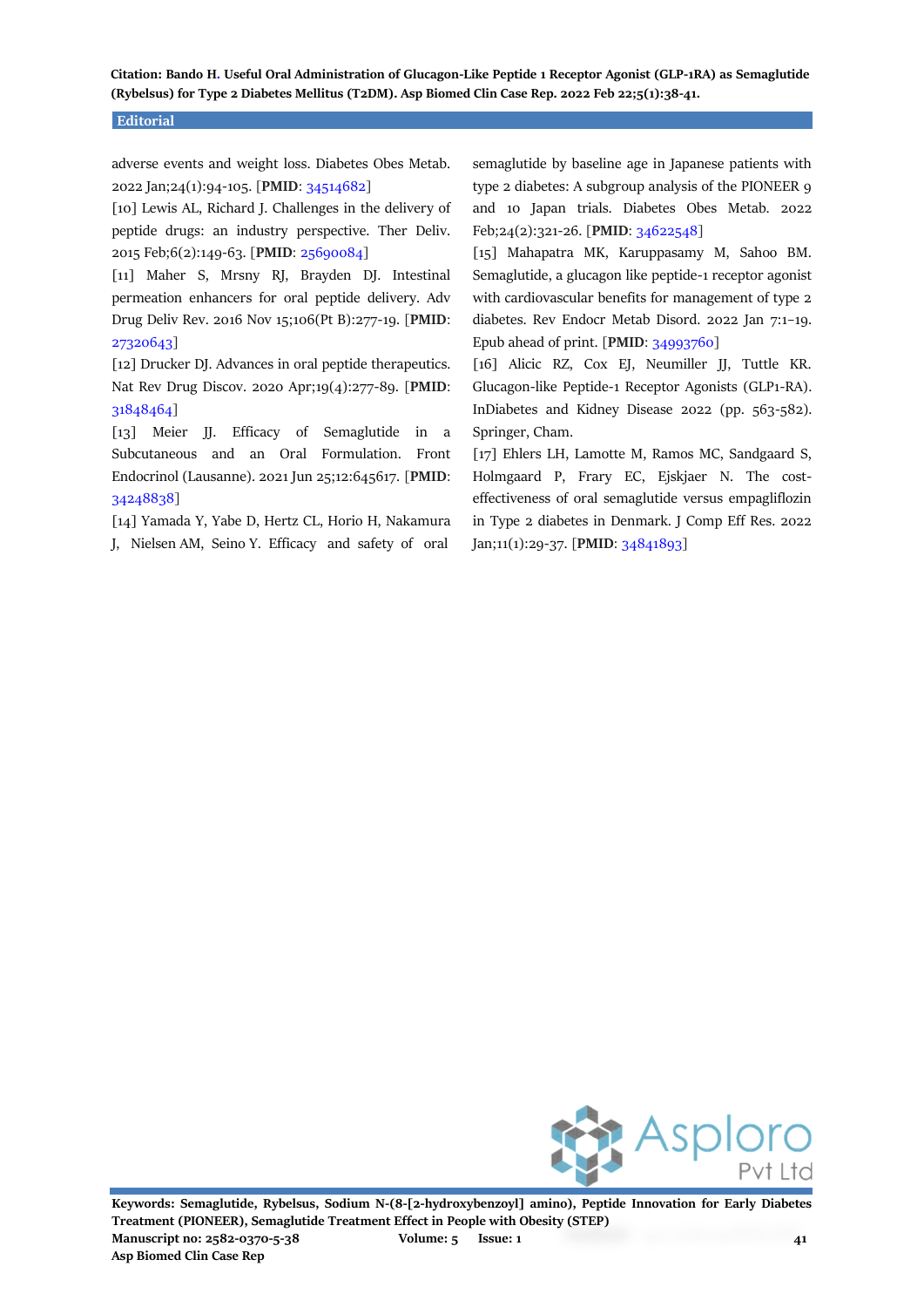adverse events and weight loss. Diabetes Obes Metab. 2022 Jan;24(1):94-105. [**PMID**: 34514682]

[10] Lewis AL, Richard J. Challenges in the delivery of peptide drugs: an industry perspective. Ther Deliv. 2015 Feb;6(2):149-63. [**PMID**: 25690084]

[11] Maher S, Mrsny RJ, Brayden DJ. Intestinal permeation enhancers for oral peptide delivery. Adv Drug Deliv Rev. 2016 Nov 15;106(Pt B):277-19. [**PMID**: 27320643]

[12] Drucker DJ. Advances in oral peptide therapeutics. Nat Rev Drug Discov. 2020 Apr;19(4):277-89. [**PMID**: 31848464]

[13] Meier JJ. Efficacy of Semaglutide in a Subcutaneous and an Oral Formulation. Front Endocrinol (Lausanne). 2021 Jun 25;12:645617. [**PMID**: 34248838]

[14] Yamada Y, Yabe D, Hertz CL, Horio H, Nakamura J, Nielsen AM, Seino Y. Efficacy and safety of oral semaglutide by baseline age in Japanese patients with type 2 diabetes: A subgroup analysis of the PIONEER 9 and 10 Japan trials. Diabetes Obes Metab. 2022 Feb;24(2):321-26. [**PMID**: 34622548]

[15] Mahapatra MK, Karuppasamy M, Sahoo BM. Semaglutide, a glucagon like peptide-1 receptor agonist with cardiovascular benefits for management of type 2 diabetes. Rev Endocr Metab Disord. 2022 Jan 7:1-19. Epub ahead of print. [**PMID**: 34993760]

[16] Alicic RZ, Cox EJ, Neumiller JJ, Tuttle KR. Glucagon-like Peptide-1 Receptor Agonists (GLP1-RA). InDiabetes and Kidney Disease 2022 (pp. 563-582). Springer, Cham.

[17] Ehlers LH, Lamotte M, Ramos MC, Sandgaard S, Holmgaard P, Frary EC, Ejskjaer N. The cost-effectiveness of oral semaglutide versus empagliflozin in Type 2 diabetes in Denmark. J Comp Eff Res. 2022 Jan;11(1):29-37. [**PMID**: 34841893]